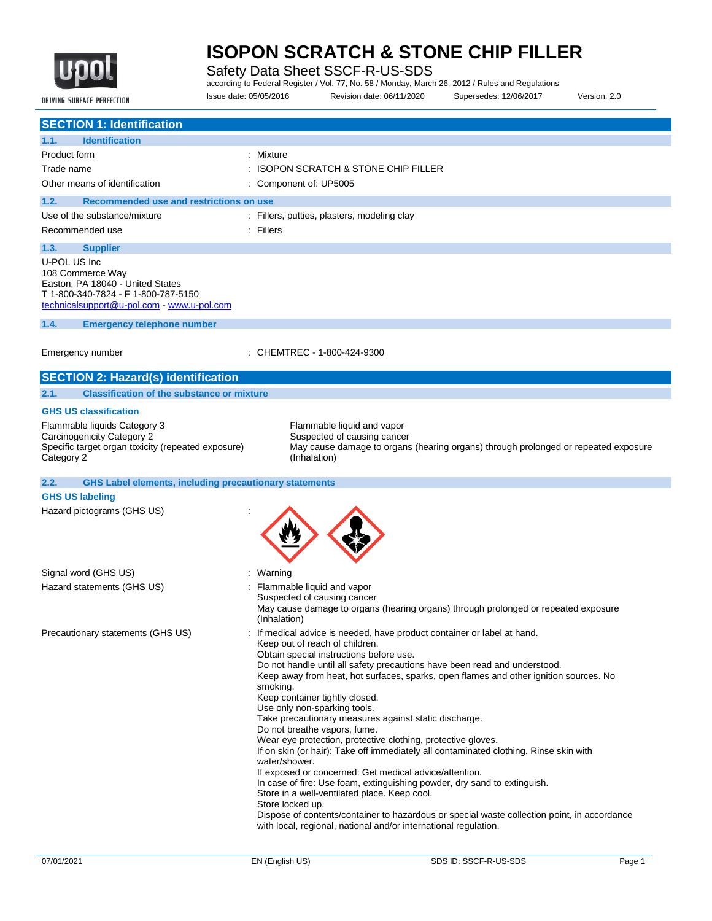# ISOPON SCRATCH & STONE CHIP FILLER

Safety Data Sheet SSCF-R-US-SDS

according to Federal Register / Vol. 77, No. 58 / Monday, March 26, 2012 / Rules and Regulations

Issue date: 05/05/2016 Revision date: 06/11/2020 Supersedes: 12/06/2017 Version: 2.0

## SECTION 1: Identification

### 1.1. Identification

| | |
|---|---|
| Product form | : Mixture |
| Trade name | : ISOPON SCRATCH & STONE CHIP FILLER |
| Other means of identification | : Component of: UP5005 |

### 1.2. Recommended use and restrictions on use

| | |
|---|---|
| Use of the substance/mixture | : Fillers, putties, plasters, modeling clay |
| Recommended use | : Fillers |

### 1.3. Supplier

U-POL US Inc
108 Commerce Way
Easton, PA 18040 - United States
T 1-800-340-7824 - F 1-800-787-5150
technicalsupport@u-pol.com - www.u-pol.com

### 1.4. Emergency telephone number

| | |
|---|---|
| Emergency number | : CHEMTREC - 1-800-424-9300 |

## SECTION 2: Hazard(s) identification

### 2.1. Classification of the substance or mixture

**GHS US classification**

| | |
|---|---|
| Flammable liquids Category 3 | Flammable liquid and vapor |
| Carcinogenicity Category 2 | Suspected of causing cancer |
| Specific target organ toxicity (repeated exposure) Category 2 | May cause damage to organs (hearing organs) through prolonged or repeated exposure (Inhalation) |

### 2.2. GHS Label elements, including precautionary statements

**GHS US labeling**

Hazard pictograms (GHS US) :

Signal word (GHS US) : Warning

Hazard statements (GHS US) :
Flammable liquid and vapor
Suspected of causing cancer
May cause damage to organs (hearing organs) through prolonged or repeated exposure (Inhalation)

Precautionary statements (GHS US) :
If medical advice is needed, have product container or label at hand.
Keep out of reach of children.
Obtain special instructions before use.
Do not handle until all safety precautions have been read and understood.
Keep away from heat, hot surfaces, sparks, open flames and other ignition sources. No smoking.
Keep container tightly closed.
Use only non-sparking tools.
Take precautionary measures against static discharge.
Do not breathe vapors, fume.
Wear eye protection, protective clothing, protective gloves.
If on skin (or hair): Take off immediately all contaminated clothing. Rinse skin with water/shower.
If exposed or concerned: Get medical advice/attention.
In case of fire: Use foam, extinguishing powder, dry sand to extinguish.
Store in a well-ventilated place. Keep cool.
Store locked up.
Dispose of contents/container to hazardous or special waste collection point, in accordance with local, regional, national and/or international regulation.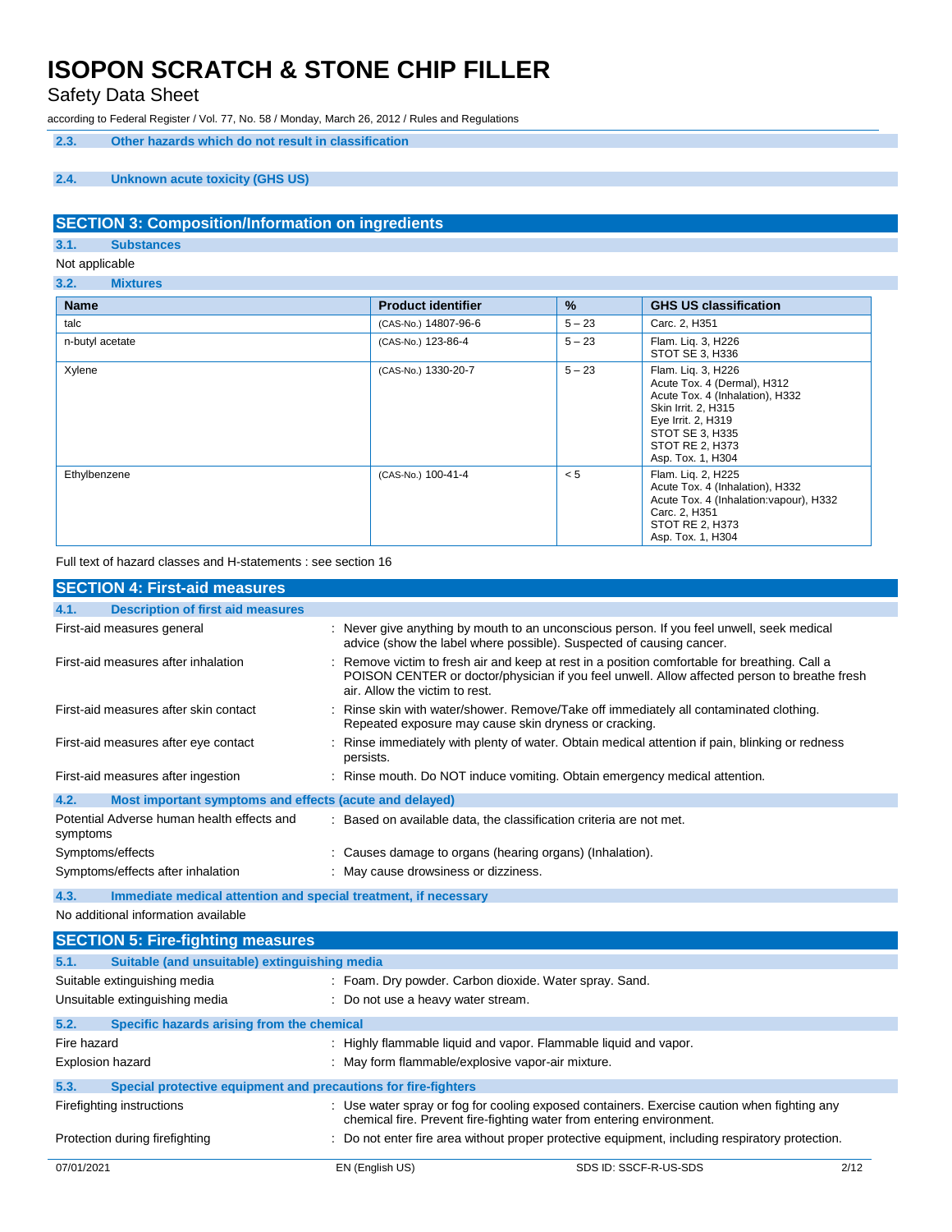### 2.3. Other hazards which do not result in classification

### 2.4. Unknown acute toxicity (GHS US)

## SECTION 3: Composition/Information on ingredients

### 3.1. Substances

Not applicable

### 3.2. Mixtures

| Name | Product identifier | % | GHS US classification |
|---|---|---|---|
| talc | (CAS-No.) 14807-96-6 | 5 – 23 | Carc. 2, H351 |
| n-butyl acetate | (CAS-No.) 123-86-4 | 5 – 23 | Flam. Liq. 3, H226<br>STOT SE 3, H336 |
| Xylene | (CAS-No.) 1330-20-7 | 5 – 23 | Flam. Liq. 3, H226<br>Acute Tox. 4 (Dermal), H312<br>Acute Tox. 4 (Inhalation), H332<br>Skin Irrit. 2, H315<br>Eye Irrit. 2, H319<br>STOT SE 3, H335<br>STOT RE 2, H373<br>Asp. Tox. 1, H304 |
| Ethylbenzene | (CAS-No.) 100-41-4 | < 5 | Flam. Liq. 2, H225<br>Acute Tox. 4 (Inhalation), H332<br>Acute Tox. 4 (Inhalation:vapour), H332<br>Carc. 2, H351<br>STOT RE 2, H373<br>Asp. Tox. 1, H304 |

Full text of hazard classes and H-statements : see section 16

## SECTION 4: First-aid measures

### 4.1. Description of first aid measures

First-aid measures general : Never give anything by mouth to an unconscious person. If you feel unwell, seek medical advice (show the label where possible). Suspected of causing cancer.

First-aid measures after inhalation : Remove victim to fresh air and keep at rest in a position comfortable for breathing. Call a POISON CENTER or doctor/physician if you feel unwell. Allow affected person to breathe fresh air. Allow the victim to rest.

First-aid measures after skin contact : Rinse skin with water/shower. Remove/Take off immediately all contaminated clothing. Repeated exposure may cause skin dryness or cracking.

First-aid measures after eye contact : Rinse immediately with plenty of water. Obtain medical attention if pain, blinking or redness persists.

First-aid measures after ingestion : Rinse mouth. Do NOT induce vomiting. Obtain emergency medical attention.

### 4.2. Most important symptoms and effects (acute and delayed)

Potential Adverse human health effects and symptoms : Based on available data, the classification criteria are not met.

Symptoms/effects : Causes damage to organs (hearing organs) (Inhalation).

Symptoms/effects after inhalation : May cause drowsiness or dizziness.

### 4.3. Immediate medical attention and special treatment, if necessary

No additional information available

## SECTION 5: Fire-fighting measures

### 5.1. Suitable (and unsuitable) extinguishing media

Suitable extinguishing media : Foam. Dry powder. Carbon dioxide. Water spray. Sand.

Unsuitable extinguishing media : Do not use a heavy water stream.

### 5.2. Specific hazards arising from the chemical

Fire hazard : Highly flammable liquid and vapor. Flammable liquid and vapor.

Explosion hazard : May form flammable/explosive vapor-air mixture.

### 5.3. Special protective equipment and precautions for fire-fighters

Firefighting instructions : Use water spray or fog for cooling exposed containers. Exercise caution when fighting any chemical fire. Prevent fire-fighting water from entering environment.

Protection during firefighting : Do not enter fire area without proper protective equipment, including respiratory protection.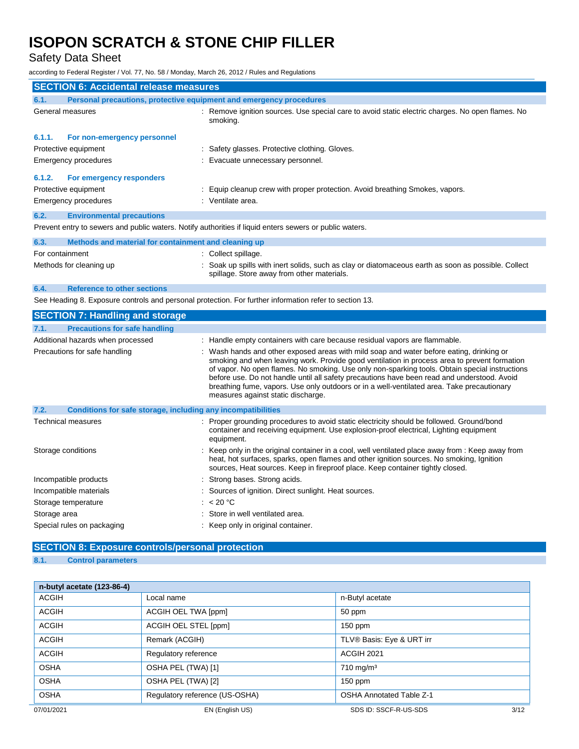## SECTION 6: Accidental release measures

### 6.1. Personal precautions, protective equipment and emergency procedures

General measures : Remove ignition sources. Use special care to avoid static electric charges. No open flames. No smoking.

#### 6.1.1. For non-emergency personnel

Protective equipment : Safety glasses. Protective clothing. Gloves.

Emergency procedures : Evacuate unnecessary personnel.

#### 6.1.2. For emergency responders

Protective equipment : Equip cleanup crew with proper protection. Avoid breathing Smokes, vapors.

Emergency procedures : Ventilate area.

### 6.2. Environmental precautions

Prevent entry to sewers and public waters. Notify authorities if liquid enters sewers or public waters.

### 6.3. Methods and material for containment and cleaning up

For containment : Collect spillage.

Methods for cleaning up : Soak up spills with inert solids, such as clay or diatomaceous earth as soon as possible. Collect spillage. Store away from other materials.

### 6.4. Reference to other sections

See Heading 8. Exposure controls and personal protection. For further information refer to section 13.

## SECTION 7: Handling and storage

### 7.1. Precautions for safe handling

Additional hazards when processed : Handle empty containers with care because residual vapors are flammable.

Precautions for safe handling : Wash hands and other exposed areas with mild soap and water before eating, drinking or smoking and when leaving work. Provide good ventilation in process area to prevent formation of vapor. No open flames. No smoking. Use only non-sparking tools. Obtain special instructions before use. Do not handle until all safety precautions have been read and understood. Avoid breathing fume, vapors. Use only outdoors or in a well-ventilated area. Take precautionary measures against static discharge.

### 7.2. Conditions for safe storage, including any incompatibilities

Technical measures : Proper grounding procedures to avoid static electricity should be followed. Ground/bond container and receiving equipment. Use explosion-proof electrical, Lighting equipment equipment.

Storage conditions : Keep only in the original container in a cool, well ventilated place away from : Keep away from heat, hot surfaces, sparks, open flames and other ignition sources. No smoking, Ignition sources, Heat sources. Keep in fireproof place. Keep container tightly closed.

Incompatible products : Strong bases. Strong acids.

Incompatible materials : Sources of ignition. Direct sunlight. Heat sources.

Storage temperature : < 20 °C

Storage area : Store in well ventilated area.

Special rules on packaging : Keep only in original container.

## SECTION 8: Exposure controls/personal protection

### 8.1. Control parameters

| n-butyl acetate (123-86-4) | | |
|---|---|---|
| ACGIH | Local name | n-Butyl acetate |
| ACGIH | ACGIH OEL TWA [ppm] | 50 ppm |
| ACGIH | ACGIH OEL STEL [ppm] | 150 ppm |
| ACGIH | Remark (ACGIH) | TLV® Basis: Eye & URT irr |
| ACGIH | Regulatory reference | ACGIH 2021 |
| OSHA | OSHA PEL (TWA) [1] | 710 mg/m³ |
| OSHA | OSHA PEL (TWA) [2] | 150 ppm |
| OSHA | Regulatory reference (US-OSHA) | OSHA Annotated Table Z-1 |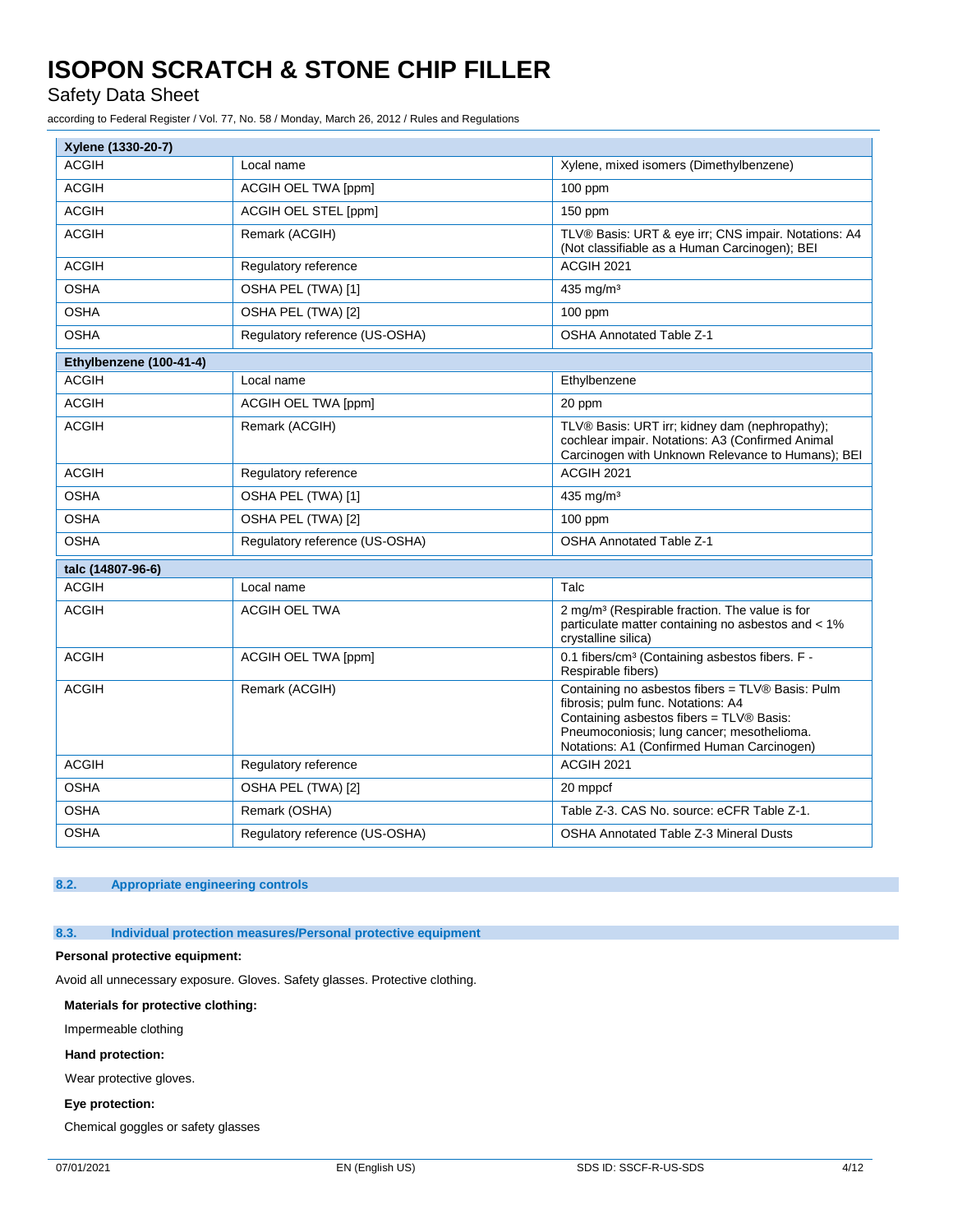| Xylene (1330-20-7) | | |
|---|---|---|
| ACGIH | Local name | Xylene, mixed isomers (Dimethylbenzene) |
| ACGIH | ACGIH OEL TWA [ppm] | 100 ppm |
| ACGIH | ACGIH OEL STEL [ppm] | 150 ppm |
| ACGIH | Remark (ACGIH) | TLV® Basis: URT & eye irr; CNS impair. Notations: A4 (Not classifiable as a Human Carcinogen); BEI |
| ACGIH | Regulatory reference | ACGIH 2021 |
| OSHA | OSHA PEL (TWA) [1] | 435 mg/m³ |
| OSHA | OSHA PEL (TWA) [2] | 100 ppm |
| OSHA | Regulatory reference (US-OSHA) | OSHA Annotated Table Z-1 |

| Ethylbenzene (100-41-4) | | |
|---|---|---|
| ACGIH | Local name | Ethylbenzene |
| ACGIH | ACGIH OEL TWA [ppm] | 20 ppm |
| ACGIH | Remark (ACGIH) | TLV® Basis: URT irr; kidney dam (nephropathy); cochlear impair. Notations: A3 (Confirmed Animal Carcinogen with Unknown Relevance to Humans); BEI |
| ACGIH | Regulatory reference | ACGIH 2021 |
| OSHA | OSHA PEL (TWA) [1] | 435 mg/m³ |
| OSHA | OSHA PEL (TWA) [2] | 100 ppm |
| OSHA | Regulatory reference (US-OSHA) | OSHA Annotated Table Z-1 |

| talc (14807-96-6) | | |
|---|---|---|
| ACGIH | Local name | Talc |
| ACGIH | ACGIH OEL TWA | 2 mg/m³ (Respirable fraction. The value is for particulate matter containing no asbestos and < 1% crystalline silica) |
| ACGIH | ACGIH OEL TWA [ppm] | 0.1 fibers/cm³ (Containing asbestos fibers. F - Respirable fibers) |
| ACGIH | Remark (ACGIH) | Containing no asbestos fibers = TLV® Basis: Pulm fibrosis; pulm func. Notations: A4 Containing asbestos fibers = TLV® Basis: Pneumoconiosis; lung cancer; mesothelioma. Notations: A1 (Confirmed Human Carcinogen) |
| ACGIH | Regulatory reference | ACGIH 2021 |
| OSHA | OSHA PEL (TWA) [2] | 20 mppcf |
| OSHA | Remark (OSHA) | Table Z-3. CAS No. source: eCFR Table Z-1. |
| OSHA | Regulatory reference (US-OSHA) | OSHA Annotated Table Z-3 Mineral Dusts |

### 8.2. Appropriate engineering controls

### 8.3. Individual protection measures/Personal protective equipment

**Personal protective equipment:**

Avoid all unnecessary exposure. Gloves. Safety glasses. Protective clothing.

**Materials for protective clothing:**

Impermeable clothing

**Hand protection:**

Wear protective gloves.

**Eye protection:**

Chemical goggles or safety glasses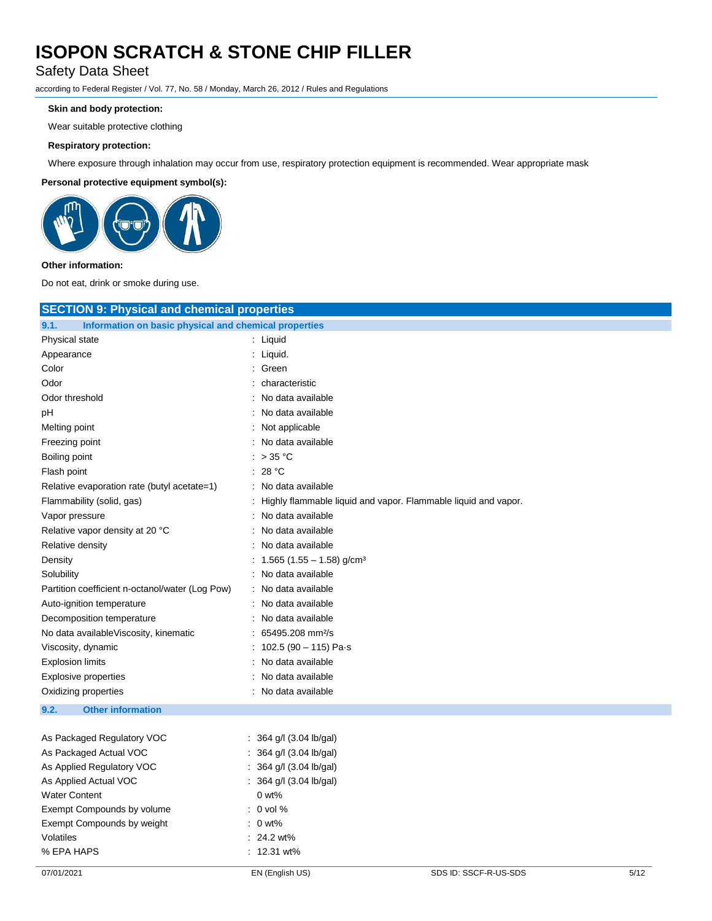**Skin and body protection:**

Wear suitable protective clothing

**Respiratory protection:**

Where exposure through inhalation may occur from use, respiratory protection equipment is recommended. Wear appropriate mask

**Personal protective equipment symbol(s):**

**Other information:**

Do not eat, drink or smoke during use.

## SECTION 9: Physical and chemical properties

### 9.1. Information on basic physical and chemical properties

| | |
|---|---|
| Physical state | : Liquid |
| Appearance | : Liquid. |
| Color | : Green |
| Odor | : characteristic |
| Odor threshold | : No data available |
| pH | : No data available |
| Melting point | : Not applicable |
| Freezing point | : No data available |
| Boiling point | : > 35 °C |
| Flash point | : 28 °C |
| Relative evaporation rate (butyl acetate=1) | : No data available |
| Flammability (solid, gas) | : Highly flammable liquid and vapor. Flammable liquid and vapor. |
| Vapor pressure | : No data available |
| Relative vapor density at 20 °C | : No data available |
| Relative density | : No data available |
| Density | : 1.565 (1.55 – 1.58) g/cm³ |
| Solubility | : No data available |
| Partition coefficient n-octanol/water (Log Pow) | : No data available |
| Auto-ignition temperature | : No data available |
| Decomposition temperature | : No data available |
| No data availableViscosity, kinematic | : 65495.208 mm²/s |
| Viscosity, dynamic | : 102.5 (90 – 115) Pa·s |
| Explosion limits | : No data available |
| Explosive properties | : No data available |
| Oxidizing properties | : No data available |

### 9.2. Other information

| | |
|---|---|
| As Packaged Regulatory VOC | : 364 g/l (3.04 lb/gal) |
| As Packaged Actual VOC | : 364 g/l (3.04 lb/gal) |
| As Applied Regulatory VOC | : 364 g/l (3.04 lb/gal) |
| As Applied Actual VOC | : 364 g/l (3.04 lb/gal) |
| Water Content | 0 wt% |
| Exempt Compounds by volume | : 0 vol % |
| Exempt Compounds by weight | : 0 wt% |
| Volatiles | : 24.2 wt% |
| % EPA HAPS | : 12.31 wt% |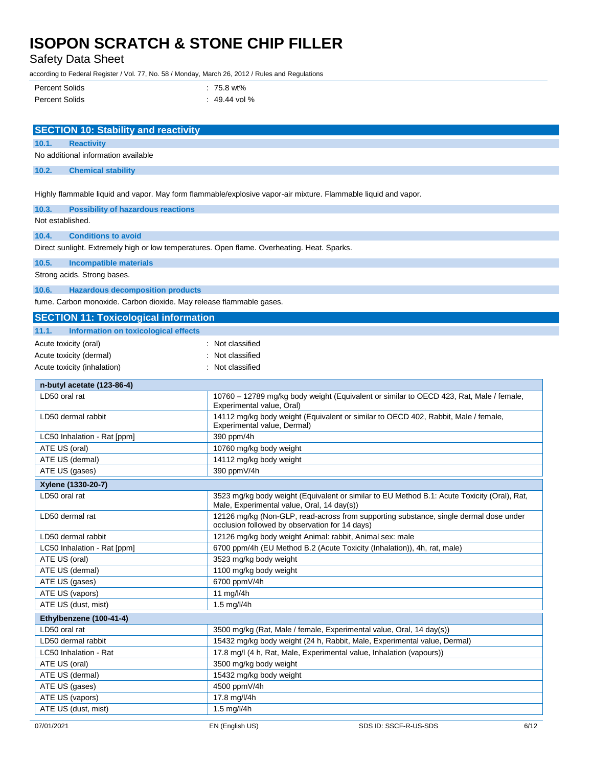| | |
|---|---|
| Percent Solids | : 75.8 wt% |
| Percent Solids | : 49.44 vol % |

## SECTION 10: Stability and reactivity

### 10.1. Reactivity

No additional information available

### 10.2. Chemical stability

Highly flammable liquid and vapor. May form flammable/explosive vapor-air mixture. Flammable liquid and vapor.

### 10.3. Possibility of hazardous reactions

Not established.

### 10.4. Conditions to avoid

Direct sunlight. Extremely high or low temperatures. Open flame. Overheating. Heat. Sparks.

### 10.5. Incompatible materials

Strong acids. Strong bases.

### 10.6. Hazardous decomposition products

fume. Carbon monoxide. Carbon dioxide. May release flammable gases.

## SECTION 11: Toxicological information

### 11.1. Information on toxicological effects

| | |
|---|---|
| Acute toxicity (oral) | : Not classified |
| Acute toxicity (dermal) | : Not classified |
| Acute toxicity (inhalation) | : Not classified |

| n-butyl acetate (123-86-4) | |
|---|---|
| LD50 oral rat | 10760 – 12789 mg/kg body weight (Equivalent or similar to OECD 423, Rat, Male / female, Experimental value, Oral) |
| LD50 dermal rabbit | 14112 mg/kg body weight (Equivalent or similar to OECD 402, Rabbit, Male / female, Experimental value, Dermal) |
| LC50 Inhalation - Rat [ppm] | 390 ppm/4h |
| ATE US (oral) | 10760 mg/kg body weight |
| ATE US (dermal) | 14112 mg/kg body weight |
| ATE US (gases) | 390 ppmV/4h |

| Xylene (1330-20-7) | |
|---|---|
| LD50 oral rat | 3523 mg/kg body weight (Equivalent or similar to EU Method B.1: Acute Toxicity (Oral), Rat, Male, Experimental value, Oral, 14 day(s)) |
| LD50 dermal rat | 12126 mg/kg (Non-GLP, read-across from supporting substance, single dermal dose under occlusion followed by observation for 14 days) |
| LD50 dermal rabbit | 12126 mg/kg body weight Animal: rabbit, Animal sex: male |
| LC50 Inhalation - Rat [ppm] | 6700 ppm/4h (EU Method B.2 (Acute Toxicity (Inhalation)), 4h, rat, male) |
| ATE US (oral) | 3523 mg/kg body weight |
| ATE US (dermal) | 1100 mg/kg body weight |
| ATE US (gases) | 6700 ppmV/4h |
| ATE US (vapors) | 11 mg/l/4h |
| ATE US (dust, mist) | 1.5 mg/l/4h |

| Ethylbenzene (100-41-4) | |
|---|---|
| LD50 oral rat | 3500 mg/kg (Rat, Male / female, Experimental value, Oral, 14 day(s)) |
| LD50 dermal rabbit | 15432 mg/kg body weight (24 h, Rabbit, Male, Experimental value, Dermal) |
| LC50 Inhalation - Rat | 17.8 mg/l (4 h, Rat, Male, Experimental value, Inhalation (vapours)) |
| ATE US (oral) | 3500 mg/kg body weight |
| ATE US (dermal) | 15432 mg/kg body weight |
| ATE US (gases) | 4500 ppmV/4h |
| ATE US (vapors) | 17.8 mg/l/4h |
| ATE US (dust, mist) | 1.5 mg/l/4h |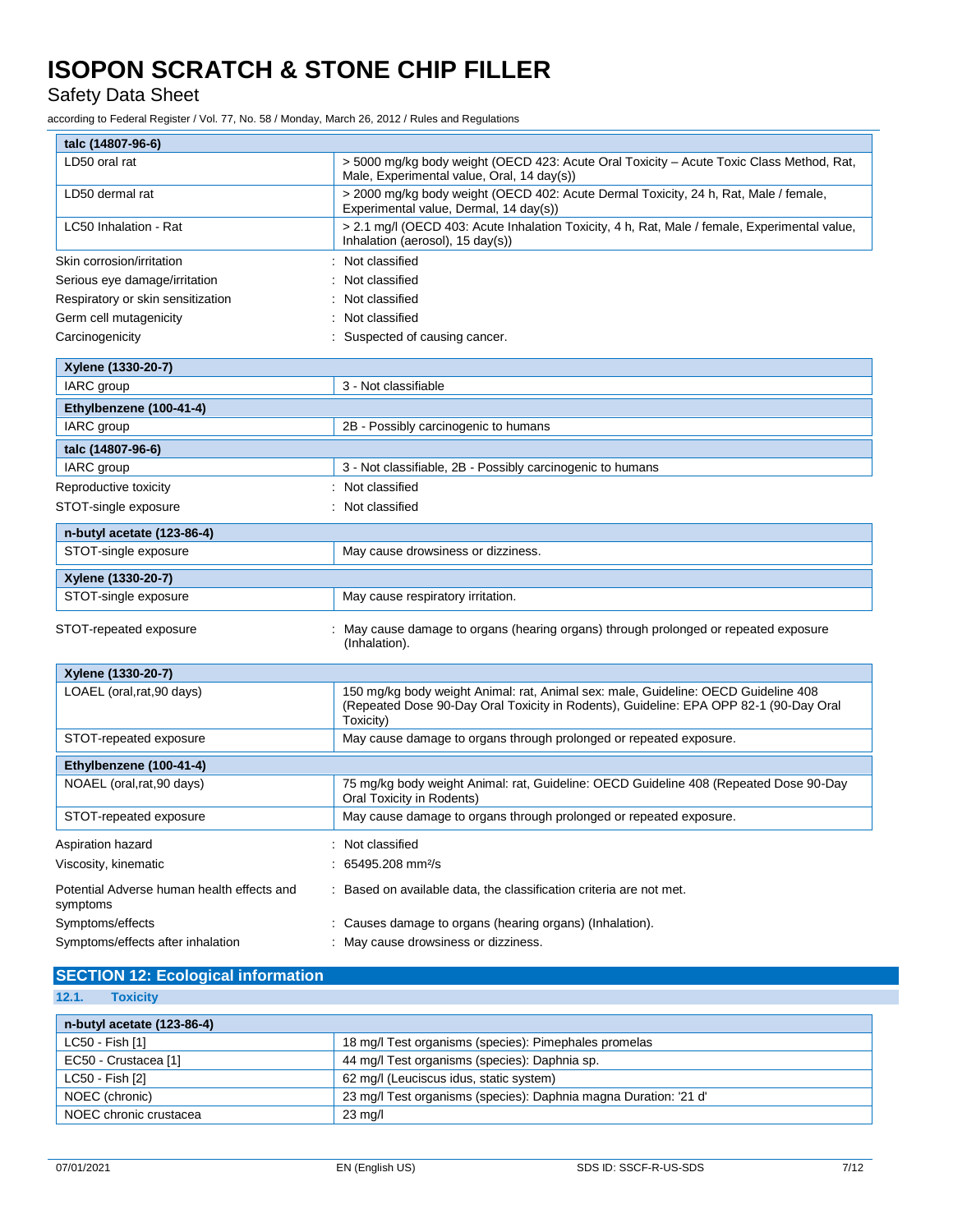| talc (14807-96-6) | |
|---|---|
| LD50 oral rat | > 5000 mg/kg body weight (OECD 423: Acute Oral Toxicity – Acute Toxic Class Method, Rat, Male, Experimental value, Oral, 14 day(s)) |
| LD50 dermal rat | > 2000 mg/kg body weight (OECD 402: Acute Dermal Toxicity, 24 h, Rat, Male / female, Experimental value, Dermal, 14 day(s)) |
| LC50 Inhalation - Rat | > 2.1 mg/l (OECD 403: Acute Inhalation Toxicity, 4 h, Rat, Male / female, Experimental value, Inhalation (aerosol), 15 day(s)) |

Skin corrosion/irritation : Not classified

Serious eye damage/irritation : Not classified

Respiratory or skin sensitization : Not classified

Germ cell mutagenicity : Not classified

Carcinogenicity : Suspected of causing cancer.

| Xylene (1330-20-7) | |
|---|---|
| IARC group | 3 - Not classifiable |

| Ethylbenzene (100-41-4) | |
|---|---|
| IARC group | 2B - Possibly carcinogenic to humans |

| talc (14807-96-6) | |
|---|---|
| IARC group | 3 - Not classifiable, 2B - Possibly carcinogenic to humans |

Reproductive toxicity : Not classified

STOT-single exposure : Not classified

| n-butyl acetate (123-86-4) | |
|---|---|
| STOT-single exposure | May cause drowsiness or dizziness. |

| Xylene (1330-20-7) | |
|---|---|
| STOT-single exposure | May cause respiratory irritation. |

STOT-repeated exposure : May cause damage to organs (hearing organs) through prolonged or repeated exposure (Inhalation).

| Xylene (1330-20-7) | |
|---|---|
| LOAEL (oral,rat,90 days) | 150 mg/kg body weight Animal: rat, Animal sex: male, Guideline: OECD Guideline 408 (Repeated Dose 90-Day Oral Toxicity in Rodents), Guideline: EPA OPP 82-1 (90-Day Oral Toxicity) |
| STOT-repeated exposure | May cause damage to organs through prolonged or repeated exposure. |

| Ethylbenzene (100-41-4) | |
|---|---|
| NOAEL (oral,rat,90 days) | 75 mg/kg body weight Animal: rat, Guideline: OECD Guideline 408 (Repeated Dose 90-Day Oral Toxicity in Rodents) |
| STOT-repeated exposure | May cause damage to organs through prolonged or repeated exposure. |

Aspiration hazard : Not classified

Viscosity, kinematic : 65495.208 mm²/s

Potential Adverse human health effects and symptoms : Based on available data, the classification criteria are not met.

Symptoms/effects : Causes damage to organs (hearing organs) (Inhalation).

Symptoms/effects after inhalation : May cause drowsiness or dizziness.

## SECTION 12: Ecological information

### 12.1. Toxicity

| n-butyl acetate (123-86-4) | |
|---|---|
| LC50 - Fish [1] | 18 mg/l Test organisms (species): Pimephales promelas |
| EC50 - Crustacea [1] | 44 mg/l Test organisms (species): Daphnia sp. |
| LC50 - Fish [2] | 62 mg/l (Leuciscus idus, static system) |
| NOEC (chronic) | 23 mg/l Test organisms (species): Daphnia magna Duration: '21 d' |
| NOEC chronic crustacea | 23 mg/l |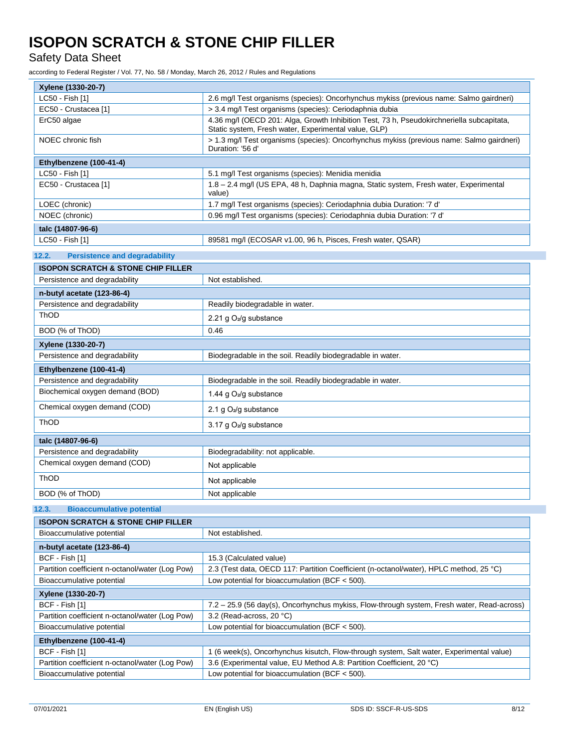| Xylene (1330-20-7) | |
|---|---|
| LC50 - Fish [1] | 2.6 mg/l Test organisms (species): Oncorhynchus mykiss (previous name: Salmo gairdneri) |
| EC50 - Crustacea [1] | > 3.4 mg/l Test organisms (species): Ceriodaphnia dubia |
| ErC50 algae | 4.36 mg/l (OECD 201: Alga, Growth Inhibition Test, 73 h, Pseudokirchneriella subcapitata, Static system, Fresh water, Experimental value, GLP) |
| NOEC chronic fish | > 1.3 mg/l Test organisms (species): Oncorhynchus mykiss (previous name: Salmo gairdneri) Duration: '56 d' |

| Ethylbenzene (100-41-4) | |
|---|---|
| LC50 - Fish [1] | 5.1 mg/l Test organisms (species): Menidia menidia |
| EC50 - Crustacea [1] | 1.8 – 2.4 mg/l (US EPA, 48 h, Daphnia magna, Static system, Fresh water, Experimental value) |
| LOEC (chronic) | 1.7 mg/l Test organisms (species): Ceriodaphnia dubia Duration: '7 d' |
| NOEC (chronic) | 0.96 mg/l Test organisms (species): Ceriodaphnia dubia Duration: '7 d' |

| talc (14807-96-6) | |
|---|---|
| LC50 - Fish [1] | 89581 mg/l (ECOSAR v1.00, 96 h, Pisces, Fresh water, QSAR) |

### 12.2. Persistence and degradability

| ISOPON SCRATCH & STONE CHIP FILLER | |
|---|---|
| Persistence and degradability | Not established. |

| n-butyl acetate (123-86-4) | |
|---|---|
| Persistence and degradability | Readily biodegradable in water. |
| ThOD | 2.21 g $O_2$/g substance |
| BOD (% of ThOD) | 0.46 |

| Xylene (1330-20-7) | |
|---|---|
| Persistence and degradability | Biodegradable in the soil. Readily biodegradable in water. |

| Ethylbenzene (100-41-4) | |
|---|---|
| Persistence and degradability | Biodegradable in the soil. Readily biodegradable in water. |
| Biochemical oxygen demand (BOD) | 1.44 g $O_2$/g substance |
| Chemical oxygen demand (COD) | 2.1 g $O_2$/g substance |
| ThOD | 3.17 g $O_2$/g substance |

| talc (14807-96-6) | |
|---|---|
| Persistence and degradability | Biodegradability: not applicable. |
| Chemical oxygen demand (COD) | Not applicable |
| ThOD | Not applicable |
| BOD (% of ThOD) | Not applicable |

### 12.3. Bioaccumulative potential

| ISOPON SCRATCH & STONE CHIP FILLER | |
|---|---|
| Bioaccumulative potential | Not established. |

| n-butyl acetate (123-86-4) | |
|---|---|
| BCF - Fish [1] | 15.3 (Calculated value) |
| Partition coefficient n-octanol/water (Log Pow) | 2.3 (Test data, OECD 117: Partition Coefficient (n-octanol/water), HPLC method, 25 °C) |
| Bioaccumulative potential | Low potential for bioaccumulation (BCF < 500). |

| Xylene (1330-20-7) | |
|---|---|
| BCF - Fish [1] | 7.2 – 25.9 (56 day(s), Oncorhynchus mykiss, Flow-through system, Fresh water, Read-across) |
| Partition coefficient n-octanol/water (Log Pow) | 3.2 (Read-across, 20 °C) |
| Bioaccumulative potential | Low potential for bioaccumulation (BCF < 500). |

| Ethylbenzene (100-41-4) | |
|---|---|
| BCF - Fish [1] | 1 (6 week(s), Oncorhynchus kisutch, Flow-through system, Salt water, Experimental value) |
| Partition coefficient n-octanol/water (Log Pow) | 3.6 (Experimental value, EU Method A.8: Partition Coefficient, 20 °C) |
| Bioaccumulative potential | Low potential for bioaccumulation (BCF < 500). |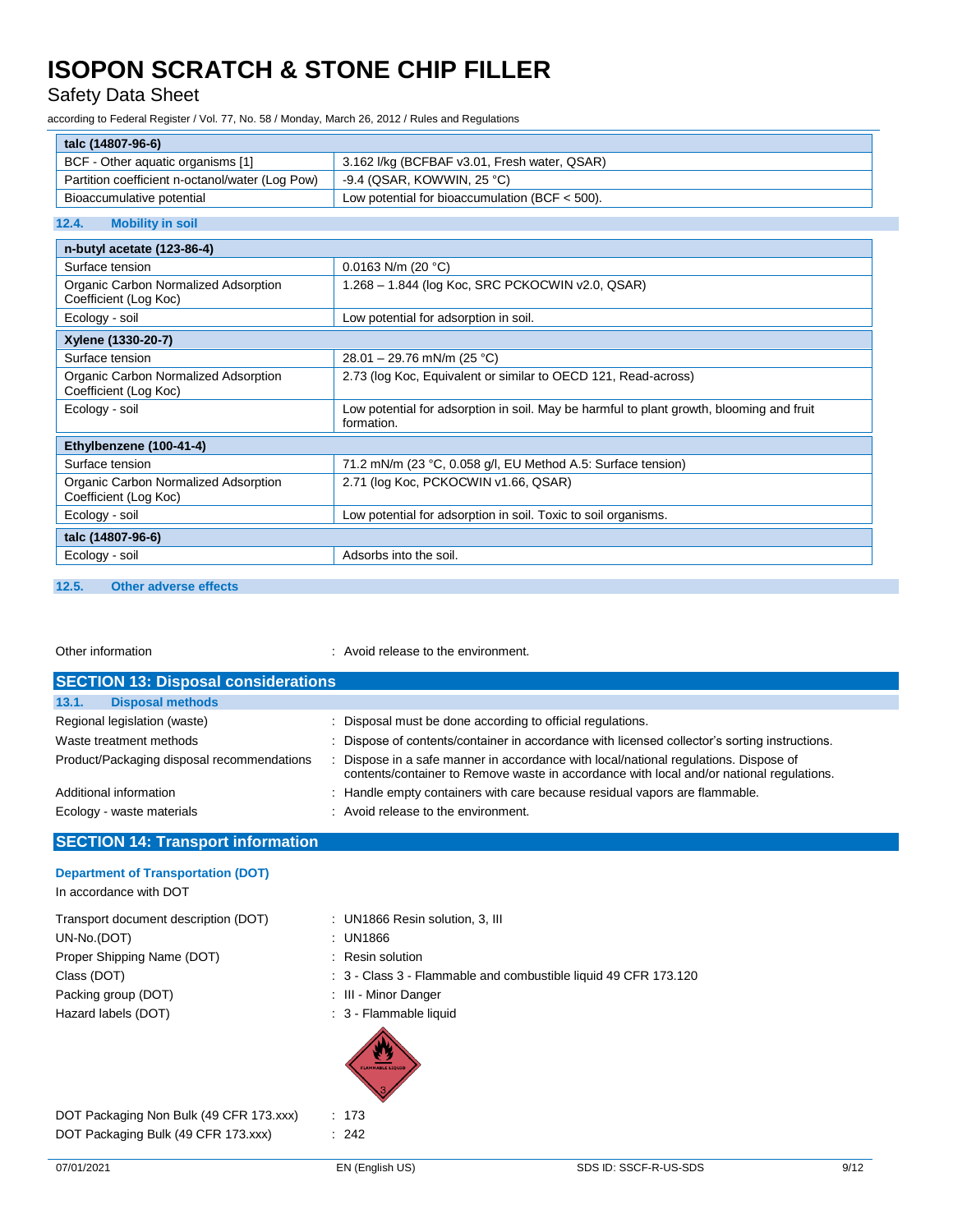| talc (14807-96-6) | |
|---|---|
| BCF - Other aquatic organisms [1] | 3.162 l/kg (BCFBAF v3.01, Fresh water, QSAR) |
| Partition coefficient n-octanol/water (Log Pow) | -9.4 (QSAR, KOWWIN, 25 °C) |
| Bioaccumulative potential | Low potential for bioaccumulation (BCF < 500). |

### 12.4. Mobility in soil

| n-butyl acetate (123-86-4) | |
|---|---|
| Surface tension | 0.0163 N/m (20 °C) |
| Organic Carbon Normalized Adsorption Coefficient (Log Koc) | 1.268 – 1.844 (log Koc, SRC PCKOCWIN v2.0, QSAR) |
| Ecology - soil | Low potential for adsorption in soil. |
| **Xylene (1330-20-7)** | |
| Surface tension | 28.01 – 29.76 mN/m (25 °C) |
| Organic Carbon Normalized Adsorption Coefficient (Log Koc) | 2.73 (log Koc, Equivalent or similar to OECD 121, Read-across) |
| Ecology - soil | Low potential for adsorption in soil. May be harmful to plant growth, blooming and fruit formation. |
| **Ethylbenzene (100-41-4)** | |
| Surface tension | 71.2 mN/m (23 °C, 0.058 g/l, EU Method A.5: Surface tension) |
| Organic Carbon Normalized Adsorption Coefficient (Log Koc) | 2.71 (log Koc, PCKOCWIN v1.66, QSAR) |
| Ecology - soil | Low potential for adsorption in soil. Toxic to soil organisms. |
| **talc (14807-96-6)** | |
| Ecology - soil | Adsorbs into the soil. |

### 12.5. Other adverse effects

Other information : Avoid release to the environment.

## SECTION 13: Disposal considerations

### 13.1. Disposal methods

Regional legislation (waste) : Disposal must be done according to official regulations.

Waste treatment methods : Dispose of contents/container in accordance with licensed collector's sorting instructions.

Product/Packaging disposal recommendations : Dispose in a safe manner in accordance with local/national regulations. Dispose of contents/container to Remove waste in accordance with local and/or national regulations.

Additional information : Handle empty containers with care because residual vapors are flammable.

Ecology - waste materials : Avoid release to the environment.

## SECTION 14: Transport information

### Department of Transportation (DOT)

In accordance with DOT

Transport document description (DOT) : UN1866 Resin solution, 3, III

UN-No.(DOT) : UN1866

Proper Shipping Name (DOT) : Resin solution

Class (DOT) : 3 - Class 3 - Flammable and combustible liquid 49 CFR 173.120

Packing group (DOT) : III - Minor Danger

Hazard labels (DOT) : 3 - Flammable liquid

DOT Packaging Non Bulk (49 CFR 173.xxx) : 173

DOT Packaging Bulk (49 CFR 173.xxx) : 242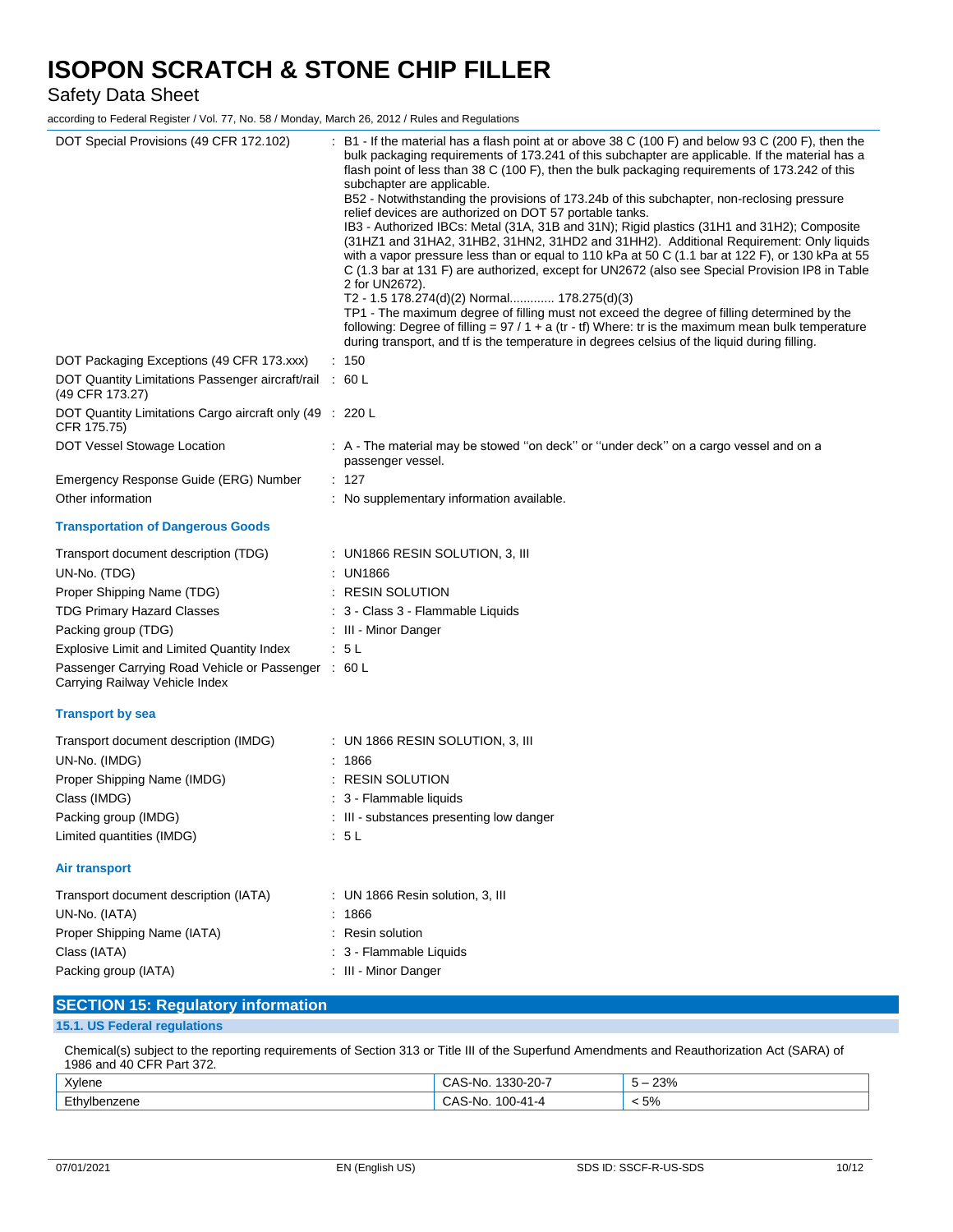| | |
|---|---|
| DOT Special Provisions (49 CFR 172.102) | : B1 - If the material has a flash point at or above 38 C (100 F) and below 93 C (200 F), then the bulk packaging requirements of 173.241 of this subchapter are applicable. If the material has a flash point of less than 38 C (100 F), then the bulk packaging requirements of 173.242 of this subchapter are applicable.<br>B52 - Notwithstanding the provisions of 173.24b of this subchapter, non-reclosing pressure relief devices are authorized on DOT 57 portable tanks.<br>IB3 - Authorized IBCs: Metal (31A, 31B and 31N); Rigid plastics (31H1 and 31H2); Composite (31HZ1 and 31HA2, 31HB2, 31HN2, 31HD2 and 31HH2). Additional Requirement: Only liquids with a vapor pressure less than or equal to 110 kPa at 50 C (1.1 bar at 122 F), or 130 kPa at 55 C (1.3 bar at 131 F) are authorized, except for UN2672 (also see Special Provision IP8 in Table 2 for UN2672).<br>T2 - 1.5 178.274(d)(2) Normal............. 178.275(d)(3)<br>TP1 - The maximum degree of filling must not exceed the degree of filling determined by the following: Degree of filling = 97 / 1 + a (tr - tf) Where: tr is the maximum mean bulk temperature during transport, and tf is the temperature in degrees celsius of the liquid during filling. |
| DOT Packaging Exceptions (49 CFR 173.xxx) | : 150 |
| DOT Quantity Limitations Passenger aircraft/rail (49 CFR 173.27) | : 60 L |
| DOT Quantity Limitations Cargo aircraft only (49 CFR 175.75) | : 220 L |
| DOT Vessel Stowage Location | : A - The material may be stowed ''on deck'' or ''under deck'' on a cargo vessel and on a passenger vessel. |
| Emergency Response Guide (ERG) Number | : 127 |
| Other information | : No supplementary information available. |

### Transportation of Dangerous Goods

| | |
|---|---|
| Transport document description (TDG) | : UN1866 RESIN SOLUTION, 3, III |
| UN-No. (TDG) | : UN1866 |
| Proper Shipping Name (TDG) | : RESIN SOLUTION |
| TDG Primary Hazard Classes | : 3 - Class 3 - Flammable Liquids |
| Packing group (TDG) | : III - Minor Danger |
| Explosive Limit and Limited Quantity Index | : 5 L |
| Passenger Carrying Road Vehicle or Passenger Carrying Railway Vehicle Index | : 60 L |

### Transport by sea

| | |
|---|---|
| Transport document description (IMDG) | : UN 1866 RESIN SOLUTION, 3, III |
| UN-No. (IMDG) | : 1866 |
| Proper Shipping Name (IMDG) | : RESIN SOLUTION |
| Class (IMDG) | : 3 - Flammable liquids |
| Packing group (IMDG) | : III - substances presenting low danger |
| Limited quantities (IMDG) | : 5 L |

### Air transport

| | |
|---|---|
| Transport document description (IATA) | : UN 1866 Resin solution, 3, III |
| UN-No. (IATA) | : 1866 |
| Proper Shipping Name (IATA) | : Resin solution |
| Class (IATA) | : 3 - Flammable Liquids |
| Packing group (IATA) | : III - Minor Danger |

## SECTION 15: Regulatory information

### 15.1. US Federal regulations

Chemical(s) subject to the reporting requirements of Section 313 or Title III of the Superfund Amendments and Reauthorization Act (SARA) of 1986 and 40 CFR Part 372.

| | | |
|---|---|---|
| Xylene | CAS-No. 1330-20-7 | 5 – 23% |
| Ethylbenzene | CAS-No. 100-41-4 | < 5% |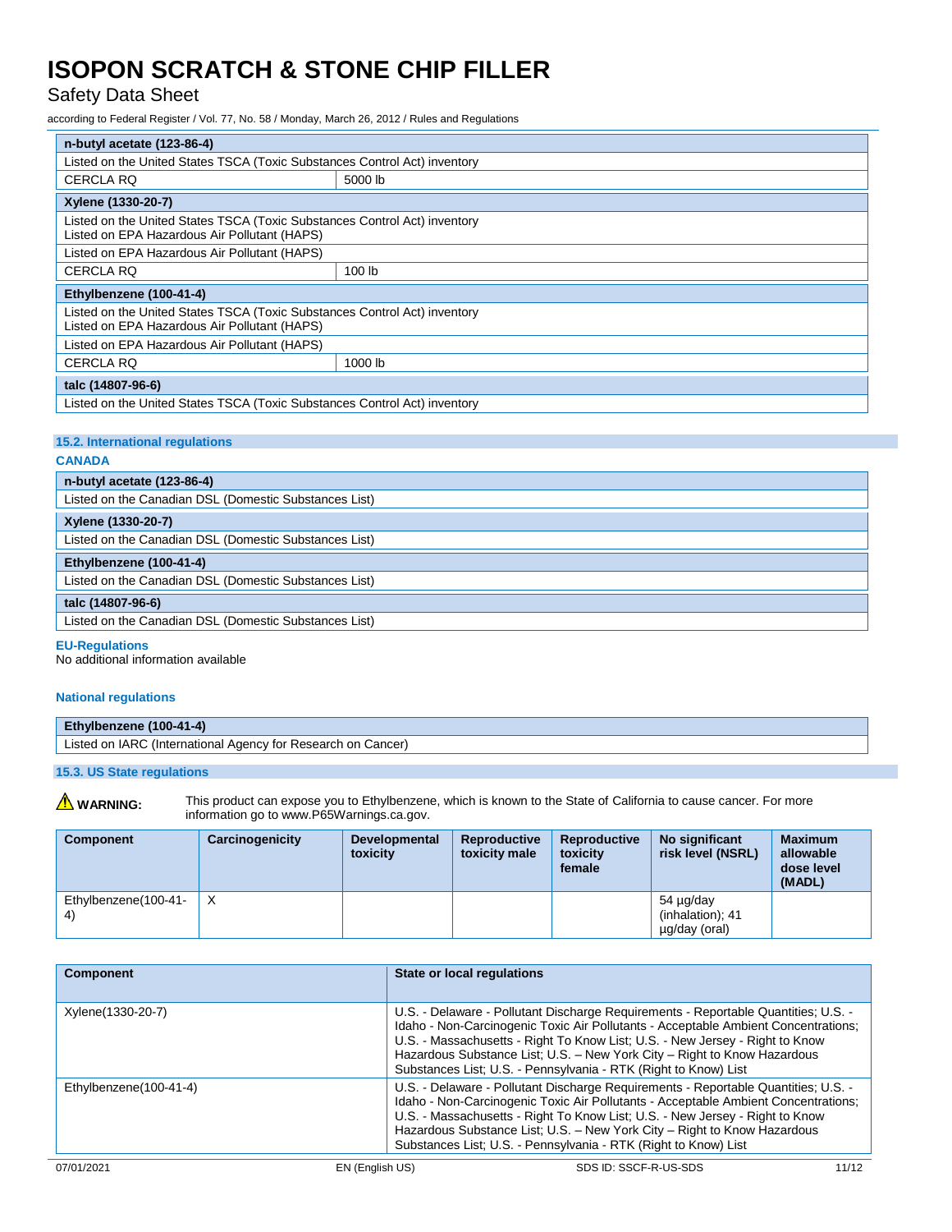| n-butyl acetate (123-86-4) | |
|---|---|
| Listed on the United States TSCA (Toxic Substances Control Act) inventory | |
| CERCLA RQ | 5000 lb |

| Xylene (1330-20-7) | |
|---|---|
| Listed on the United States TSCA (Toxic Substances Control Act) inventory<br>Listed on EPA Hazardous Air Pollutant (HAPS) | |
| Listed on EPA Hazardous Air Pollutant (HAPS) | |
| CERCLA RQ | 100 lb |

| Ethylbenzene (100-41-4) | |
|---|---|
| Listed on the United States TSCA (Toxic Substances Control Act) inventory<br>Listed on EPA Hazardous Air Pollutant (HAPS) | |
| Listed on EPA Hazardous Air Pollutant (HAPS) | |
| CERCLA RQ | 1000 lb |

| talc (14807-96-6) |
|---|
| Listed on the United States TSCA (Toxic Substances Control Act) inventory |

### 15.2. International regulations

**CANADA**

| n-butyl acetate (123-86-4) |
|---|
| Listed on the Canadian DSL (Domestic Substances List) |

| Xylene (1330-20-7) |
|---|
| Listed on the Canadian DSL (Domestic Substances List) |

| Ethylbenzene (100-41-4) |
|---|
| Listed on the Canadian DSL (Domestic Substances List) |

| talc (14807-96-6) |
|---|
| Listed on the Canadian DSL (Domestic Substances List) |

**EU-Regulations**

No additional information available

**National regulations**

| Ethylbenzene (100-41-4) |
|---|
| Listed on IARC (International Agency for Research on Cancer) |

### 15.3. US State regulations

⚠ **WARNING:** This product can expose you to Ethylbenzene, which is known to the State of California to cause cancer. For more information go to www.P65Warnings.ca.gov.

| Component | Carcinogenicity | Developmental toxicity | Reproductive toxicity male | Reproductive toxicity female | No significant risk level (NSRL) | Maximum allowable dose level (MADL) |
|---|---|---|---|---|---|---|
| Ethylbenzene(100-41-4) | X | | | | 54 µg/day (inhalation); 41 µg/day (oral) | |

| Component | State or local regulations |
|---|---|
| Xylene(1330-20-7) | U.S. - Delaware - Pollutant Discharge Requirements - Reportable Quantities; U.S. - Idaho - Non-Carcinogenic Toxic Air Pollutants - Acceptable Ambient Concentrations; U.S. - Massachusetts - Right To Know List; U.S. - New Jersey - Right to Know Hazardous Substance List; U.S. – New York City – Right to Know Hazardous Substances List; U.S. - Pennsylvania - RTK (Right to Know) List |
| Ethylbenzene(100-41-4) | U.S. - Delaware - Pollutant Discharge Requirements - Reportable Quantities; U.S. - Idaho - Non-Carcinogenic Toxic Air Pollutants - Acceptable Ambient Concentrations; U.S. - Massachusetts - Right To Know List; U.S. - New Jersey - Right to Know Hazardous Substance List; U.S. – New York City – Right to Know Hazardous Substances List; U.S. - Pennsylvania - RTK (Right to Know) List |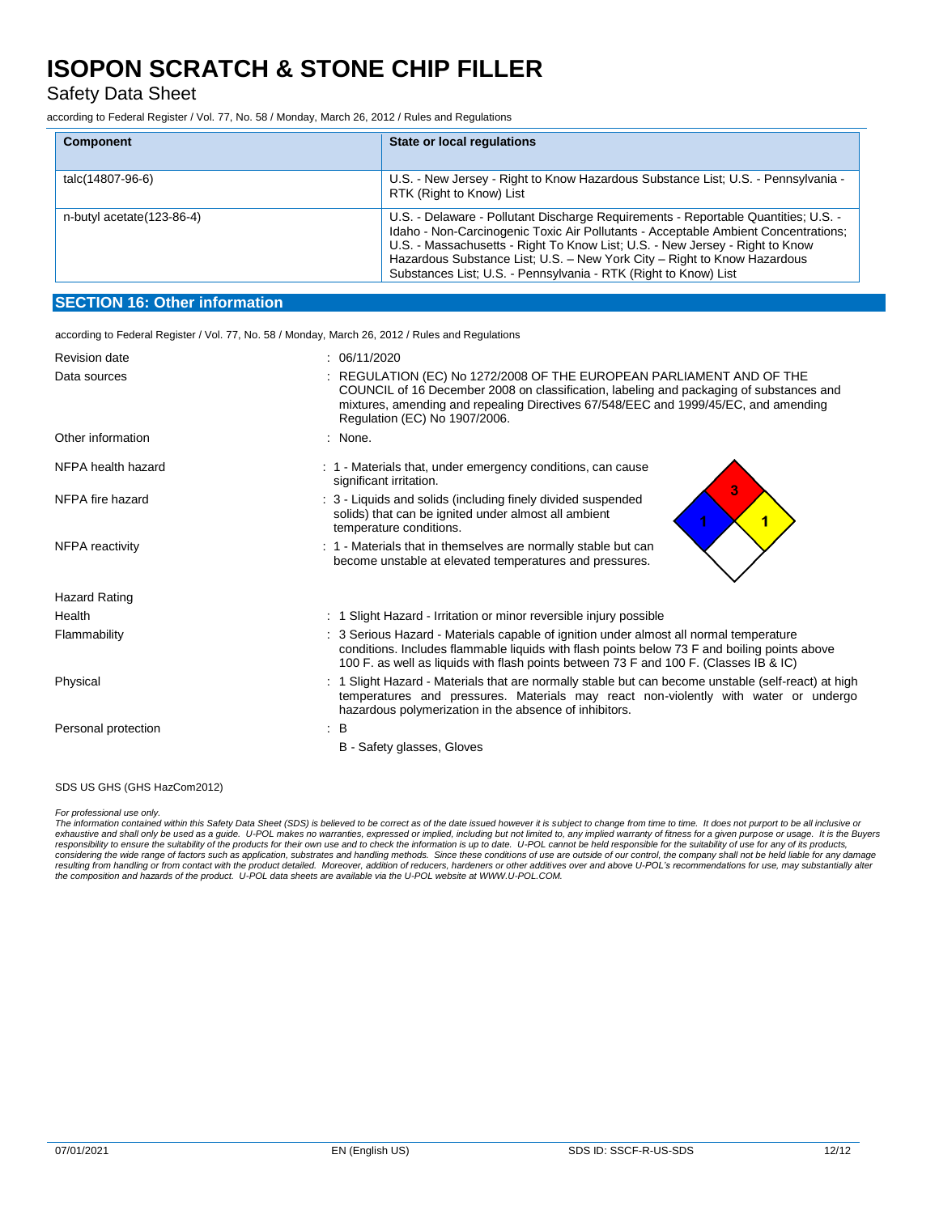| Component | State or local regulations |
|---|---|
| talc(14807-96-6) | U.S. - New Jersey - Right to Know Hazardous Substance List; U.S. - Pennsylvania - RTK (Right to Know) List |
| n-butyl acetate(123-86-4) | U.S. - Delaware - Pollutant Discharge Requirements - Reportable Quantities; U.S. - Idaho - Non-Carcinogenic Toxic Air Pollutants - Acceptable Ambient Concentrations; U.S. - Massachusetts - Right To Know List; U.S. - New Jersey - Right to Know Hazardous Substance List; U.S. – New York City – Right to Know Hazardous Substances List; U.S. - Pennsylvania - RTK (Right to Know) List |

## SECTION 16: Other information

according to Federal Register / Vol. 77, No. 58 / Monday, March 26, 2012 / Rules and Regulations

| | |
|---|---|
| Revision date | : 06/11/2020 |
| Data sources | : REGULATION (EC) No 1272/2008 OF THE EUROPEAN PARLIAMENT AND OF THE COUNCIL of 16 December 2008 on classification, labeling and packaging of substances and mixtures, amending and repealing Directives 67/548/EEC and 1999/45/EC, and amending Regulation (EC) No 1907/2006. |
| Other information | : None. |
| NFPA health hazard | : 1 - Materials that, under emergency conditions, can cause significant irritation. |
| NFPA fire hazard | : 3 - Liquids and solids (including finely divided suspended solids) that can be ignited under almost all ambient temperature conditions. |
| NFPA reactivity | : 1 - Materials that in themselves are normally stable but can become unstable at elevated temperatures and pressures. |

3
1
1

| | |
|---|---|
| Hazard Rating | |
| Health | : 1 Slight Hazard - Irritation or minor reversible injury possible |
| Flammability | : 3 Serious Hazard - Materials capable of ignition under almost all normal temperature conditions. Includes flammable liquids with flash points below 73 F and boiling points above 100 F. as well as liquids with flash points between 73 F and 100 F. (Classes IB & IC) |
| Physical | : 1 Slight Hazard - Materials that are normally stable but can become unstable (self-react) at high temperatures and pressures. Materials may react non-violently with water or undergo hazardous polymerization in the absence of inhibitors. |
| Personal protection | : B |
| | B - Safety glasses, Gloves |

SDS US GHS (GHS HazCom2012)

*For professional use only.*
*The information contained within this Safety Data Sheet (SDS) is believed to be correct as of the date issued however it is subject to change from time to time. It does not purport to be all inclusive or exhaustive and shall only be used as a guide. U-POL makes no warranties, expressed or implied, including but not limited to, any implied warranty of fitness for a given purpose or usage. It is the Buyers responsibility to ensure the suitability of the products for their own use and to check the information is up to date. U-POL cannot be held responsible for the suitability of use for any of its products, considering the wide range of factors such as application, substrates and handling methods. Since these conditions of use are outside of our control, the company shall not be held liable for any damage resulting from handling or from contact with the product detailed. Moreover, addition of reducers, hardeners or other additives over and above U-POL's recommendations for use, may substantially alter the composition and hazards of the product. U-POL data sheets are available via the U-POL website at WWW.U-POL.COM.*